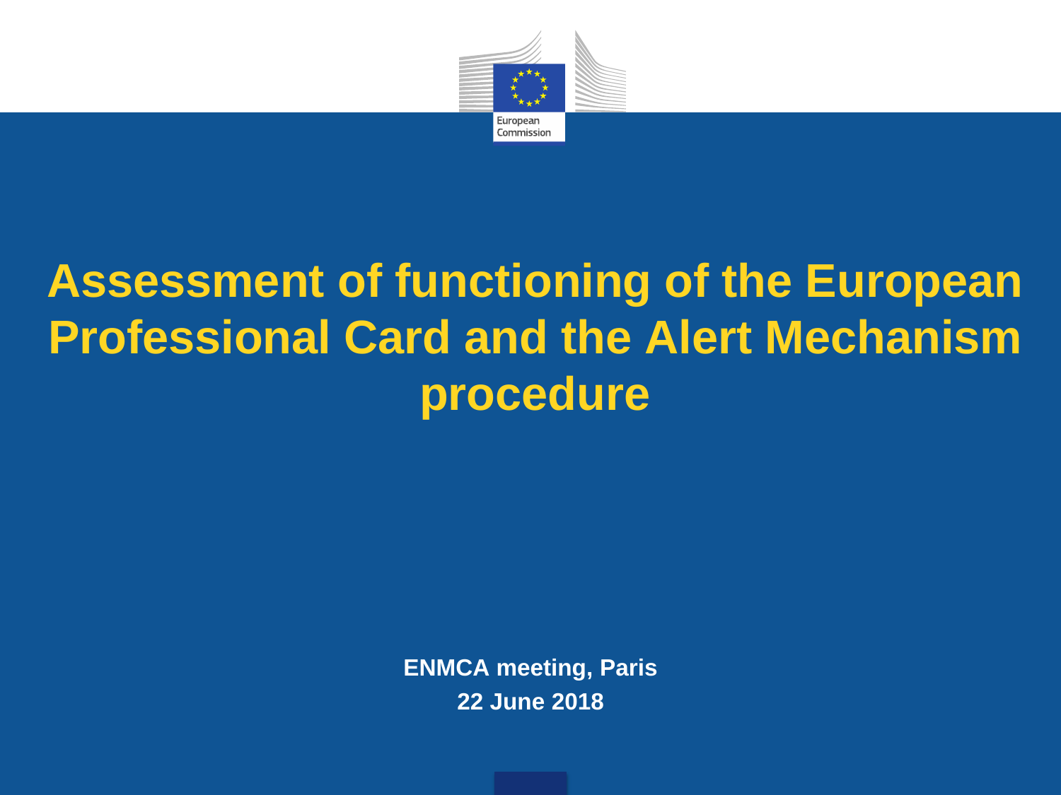# Assessment of functioning of the European Professional Card and the Alert Mechanism procedure

**ENMCA meeting, Paris**

**22 June 2018**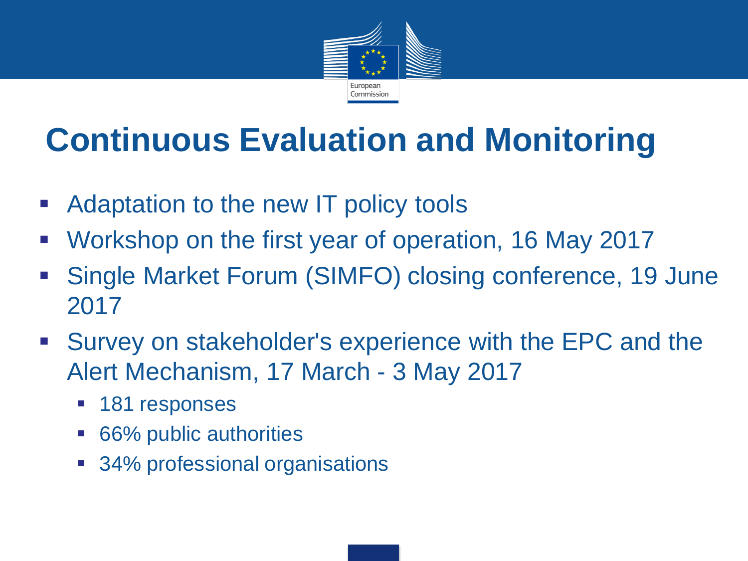# Continuous Evaluation and Monitoring

- Adaptation to the new IT policy tools
- Workshop on the first year of operation, 16 May 2017
- Single Market Forum (SIMFO) closing conference, 19 June 2017
- Survey on stakeholder's experience with the EPC and the Alert Mechanism, 17 March - 3 May 2017
  - 181 responses
  - 66% public authorities
  - 34% professional organisations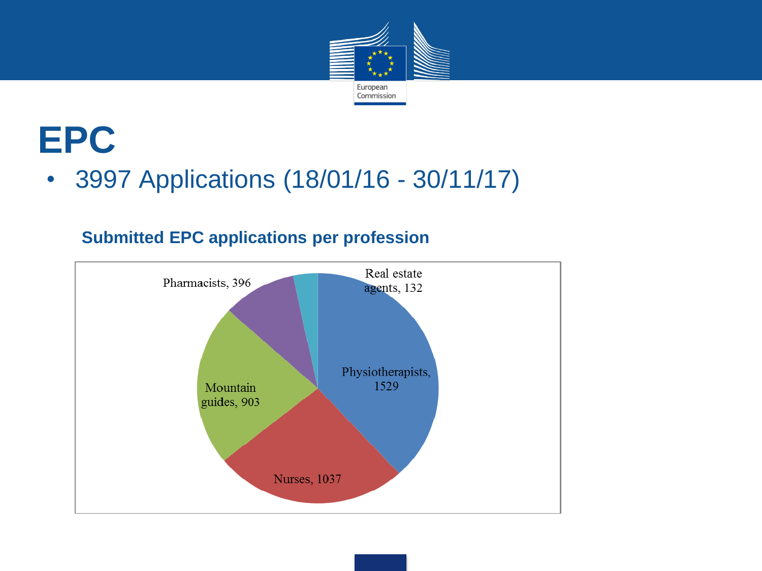# EPC

- 3997 Applications (18/01/16 - 30/11/17)

**Submitted EPC applications per profession**

| Profession | Applications |
| --- | --- |
| Physiotherapists | 1529 |
| Nurses | 1037 |
| Mountain guides | 903 |
| Pharmacists | 396 |
| Real estate agents | 132 |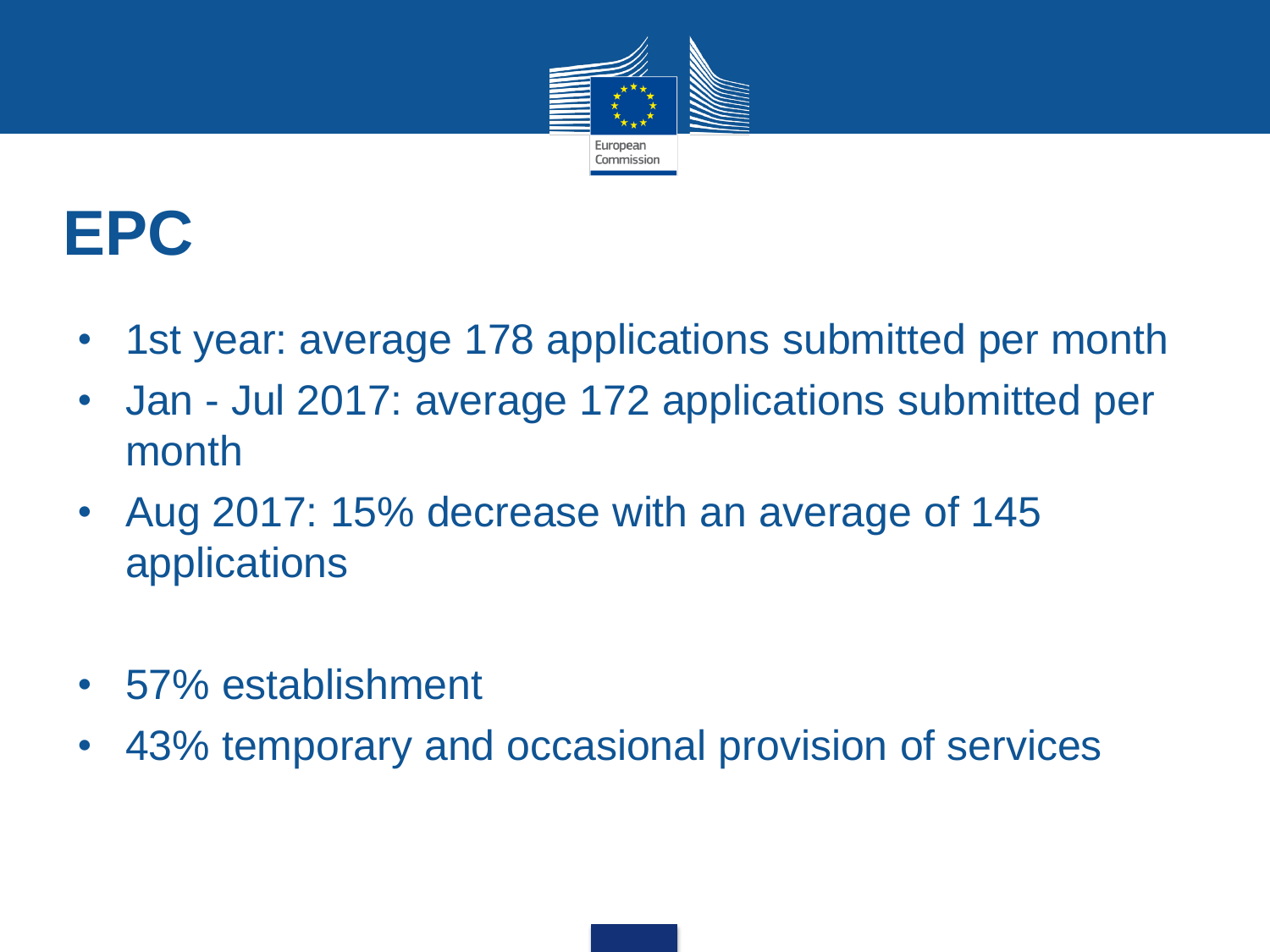# EPC

- 1st year: average 178 applications submitted per month
- Jan - Jul 2017: average 172 applications submitted per month
- Aug 2017: 15% decrease with an average of 145 applications

- 57% establishment
- 43% temporary and occasional provision of services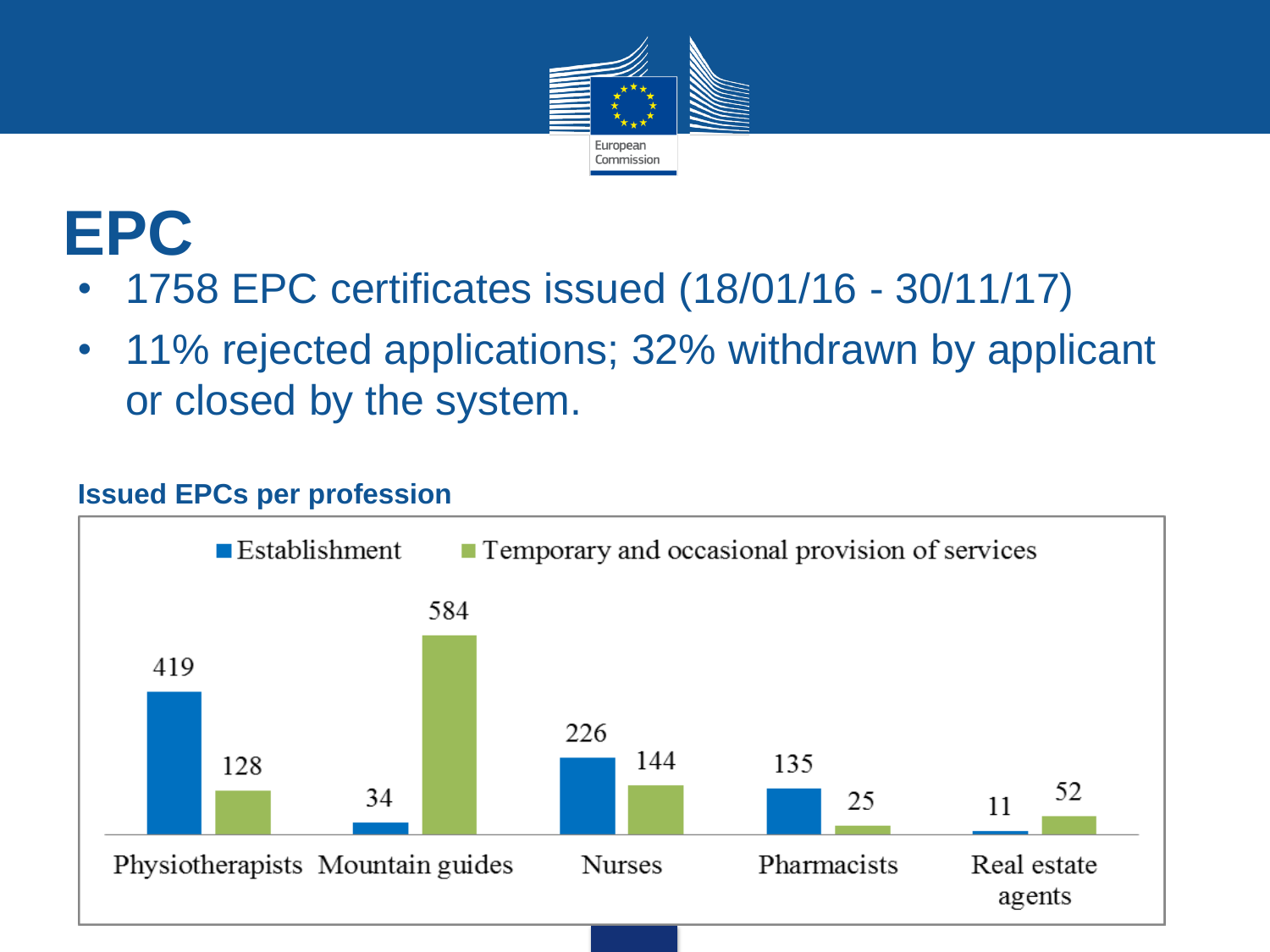# EPC

- 1758 EPC certificates issued (18/01/16 - 30/11/17)
- 11% rejected applications; 32% withdrawn by applicant or closed by the system.

**Issued EPCs per profession**

| Profession | Establishment | Temporary and occasional provision of services |
|---|---|---|
| Physiotherapists | 419 | 128 |
| Mountain guides | 34 | 584 |
| Nurses | 226 | 144 |
| Pharmacists | 135 | 25 |
| Real estate agents | 11 | 52 |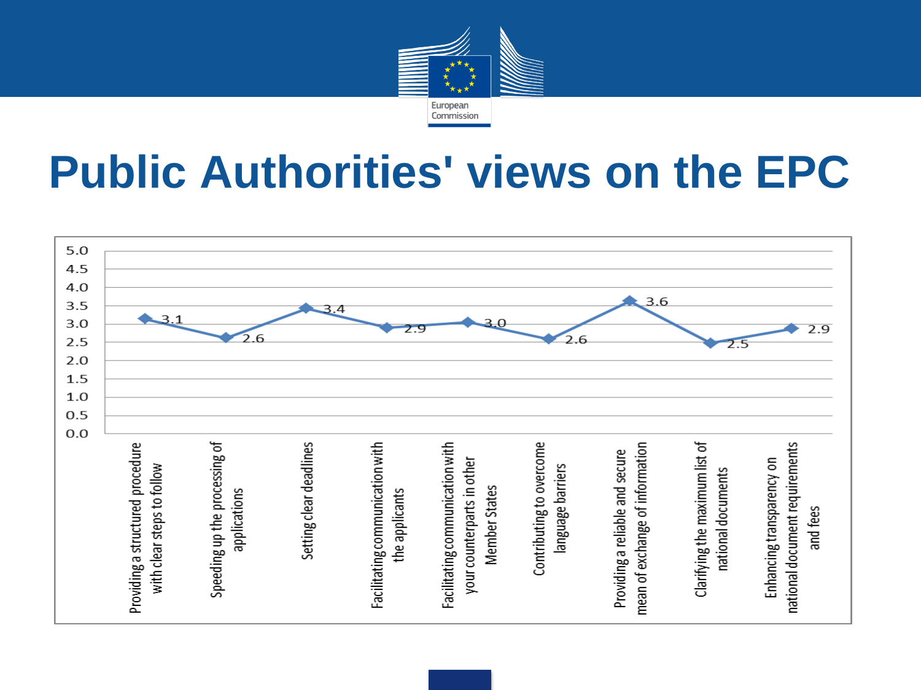# Public Authorities' views on the EPC

| Item | Score |
| --- | --- |
| Providing a structured procedure with clear steps to follow | 3.1 |
| Speeding up the processing of applications | 2.6 |
| Setting clear deadlines | 3.4 |
| Facilitating communication with the applicants | 2.9 |
| Facilitating communication with your counterparts in other Member States | 3.0 |
| Contributing to overcome language barriers | 2.6 |
| Providing a reliable and secure mean of exchange of information | 3.6 |
| Clarifying the maximum list of national documents | 2.5 |
| Enhancing transparency on national document requirements and fees | 2.9 |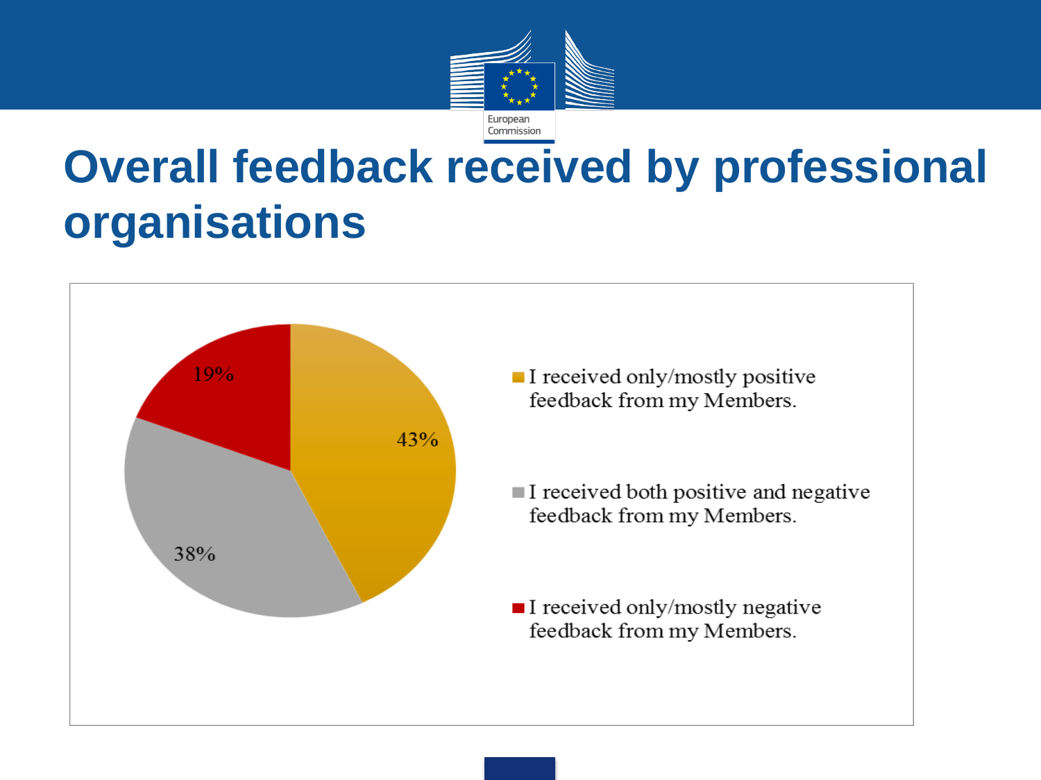# Overall feedback received by professional organisations

- I received only/mostly positive feedback from my Members. — 43%
- I received both positive and negative feedback from my Members. — 38%
- I received only/mostly negative feedback from my Members. — 19%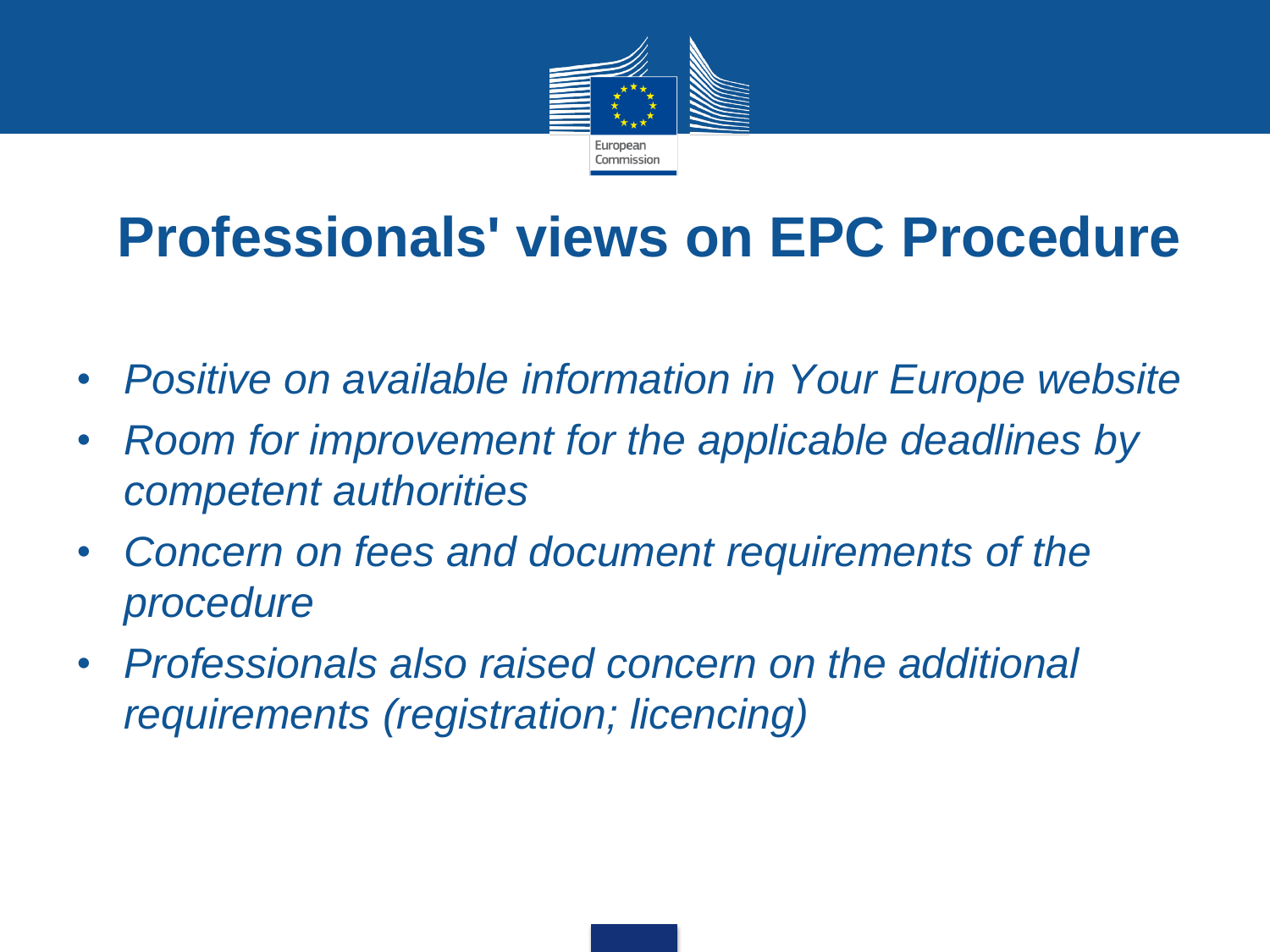# Professionals' views on EPC Procedure

- *Positive on available information in Your Europe website*
- *Room for improvement for the applicable deadlines by competent authorities*
- *Concern on fees and document requirements of the procedure*
- *Professionals also raised concern on the additional requirements (registration; licencing)*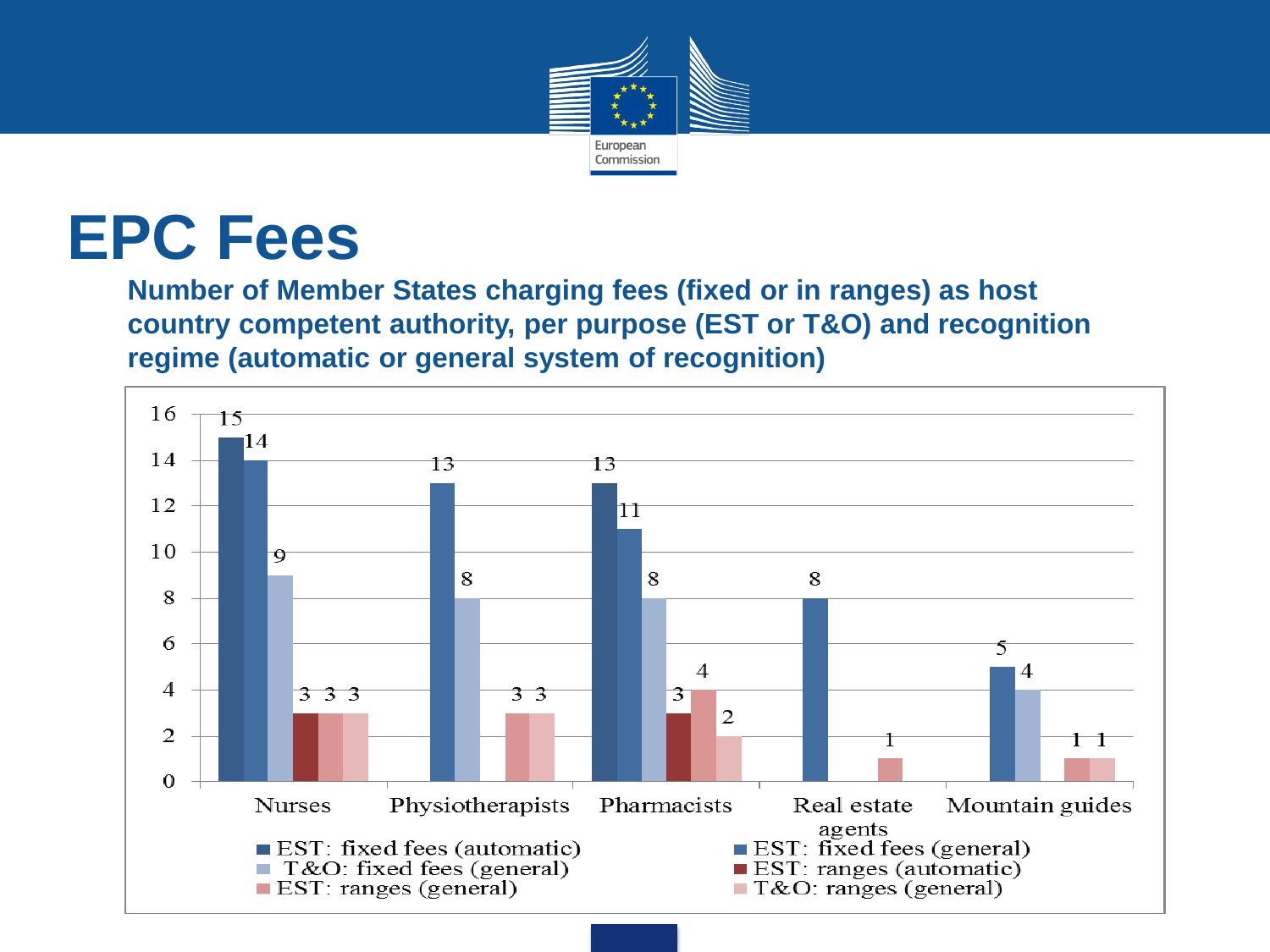# EPC Fees

**Number of Member States charging fees (fixed or in ranges) as host country competent authority, per purpose (EST or T&O) and recognition regime (automatic or general system of recognition)**

| | EST: fixed fees (automatic) | EST: fixed fees (general) | T&O: fixed fees (general) | EST: ranges (automatic) | EST: ranges (general) | T&O: ranges (general) |
|---|---|---|---|---|---|---|
| Nurses | 15 | 14 | 9 | 3 | 3 | 3 |
| Physiotherapists | | 13 | 8 | | 3 | 3 |
| Pharmacists | 13 | 11 | 8 | 3 | 4 | 2 |
| Real estate agents | | 8 | | | 1 | |
| Mountain guides | | 5 | 4 | | 1 | 1 |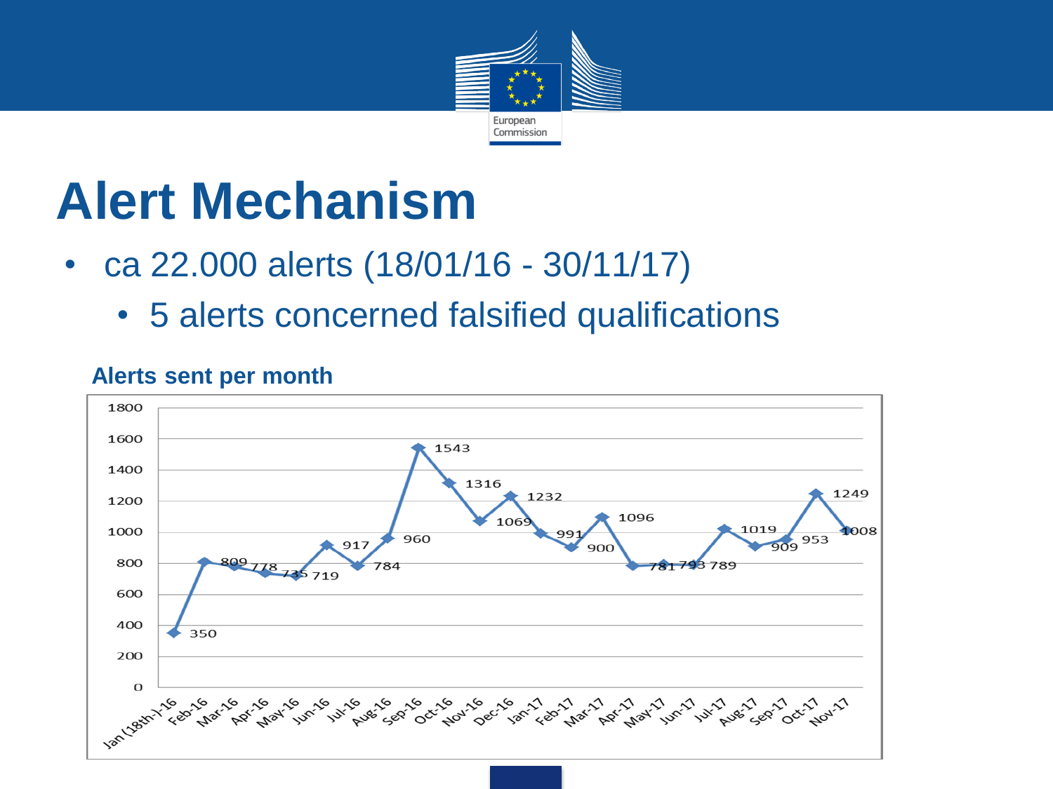# Alert Mechanism

- ca 22.000 alerts (18/01/16 - 30/11/17)
  - 5 alerts concerned falsified qualifications

**Alerts sent per month**

| Month | Alerts |
|---|---|
| Jan (18th-)-16 | 350 |
| Feb-16 | 809 |
| Mar-16 | 778 |
| Apr-16 | 735 |
| May-16 | 719 |
| Jun-16 | 917 |
| Jul-16 | 784 |
| Aug-16 | 960 |
| Sep-16 | 1543 |
| Oct-16 | 1316 |
| Nov-16 | 1069 |
| Dec-16 | 1232 |
| Jan-17 | 991 |
| Feb-17 | 900 |
| Mar-17 | 1096 |
| Apr-17 | 781 |
| May-17 | 793 |
| Jun-17 | 789 |
| Jul-17 | 1019 |
| Aug-17 | 909 |
| Sep-17 | 953 |
| Oct-17 | 1249 |
| Nov-17 | 1008 |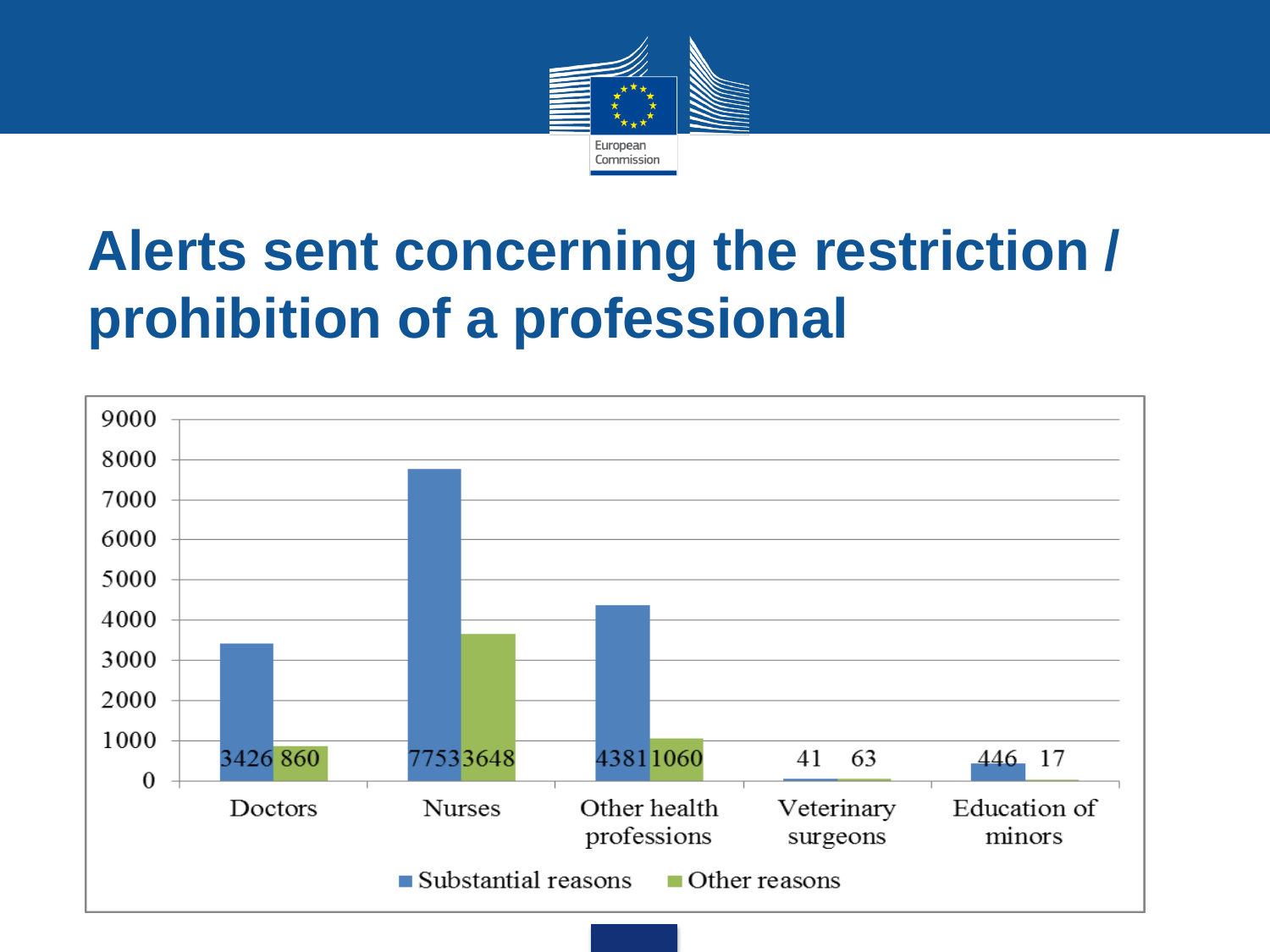# Alerts sent concerning the restriction / prohibition of a professional

| | Substantial reasons | Other reasons |
|---|---|---|
| Doctors | 3426 | 860 |
| Nurses | 7753 | 3648 |
| Other health professions | 4381 | 1060 |
| Veterinary surgeons | 41 | 63 |
| Education of minors | 446 | 17 |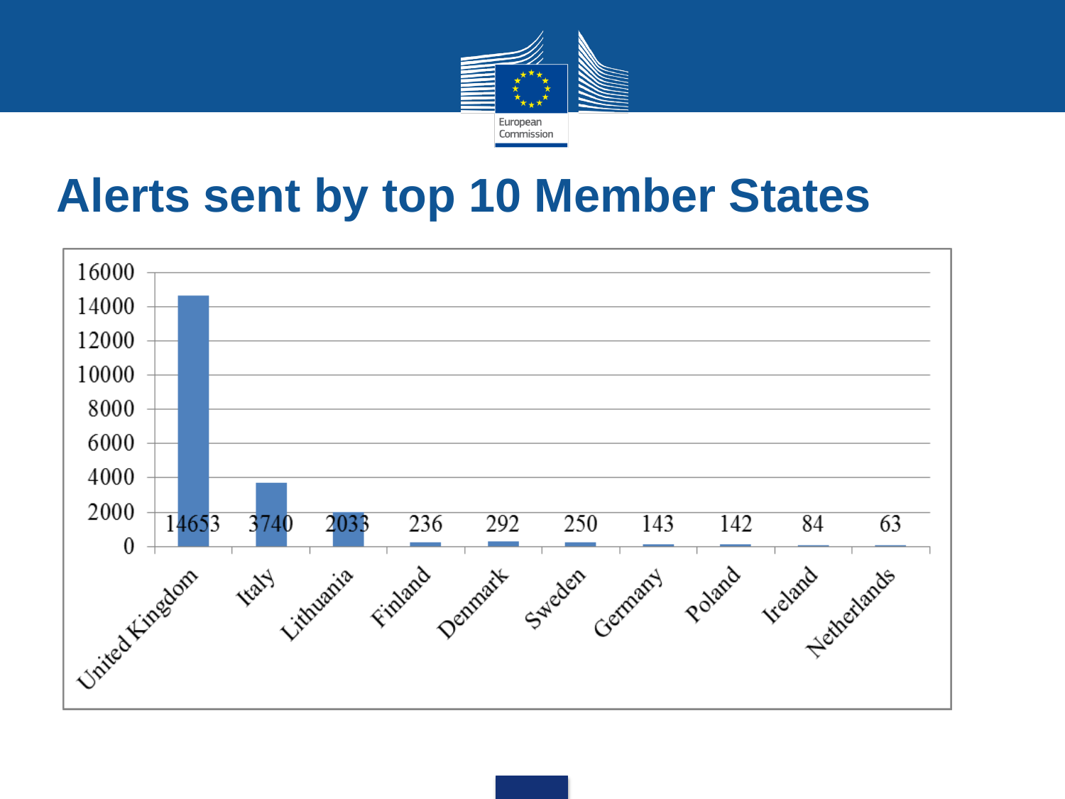# Alerts sent by top 10 Member States

| Member State | Alerts |
| --- | --- |
| United Kingdom | 14653 |
| Italy | 3740 |
| Lithuania | 2033 |
| Finland | 236 |
| Denmark | 292 |
| Sweden | 250 |
| Germany | 143 |
| Poland | 142 |
| Ireland | 84 |
| Netherlands | 63 |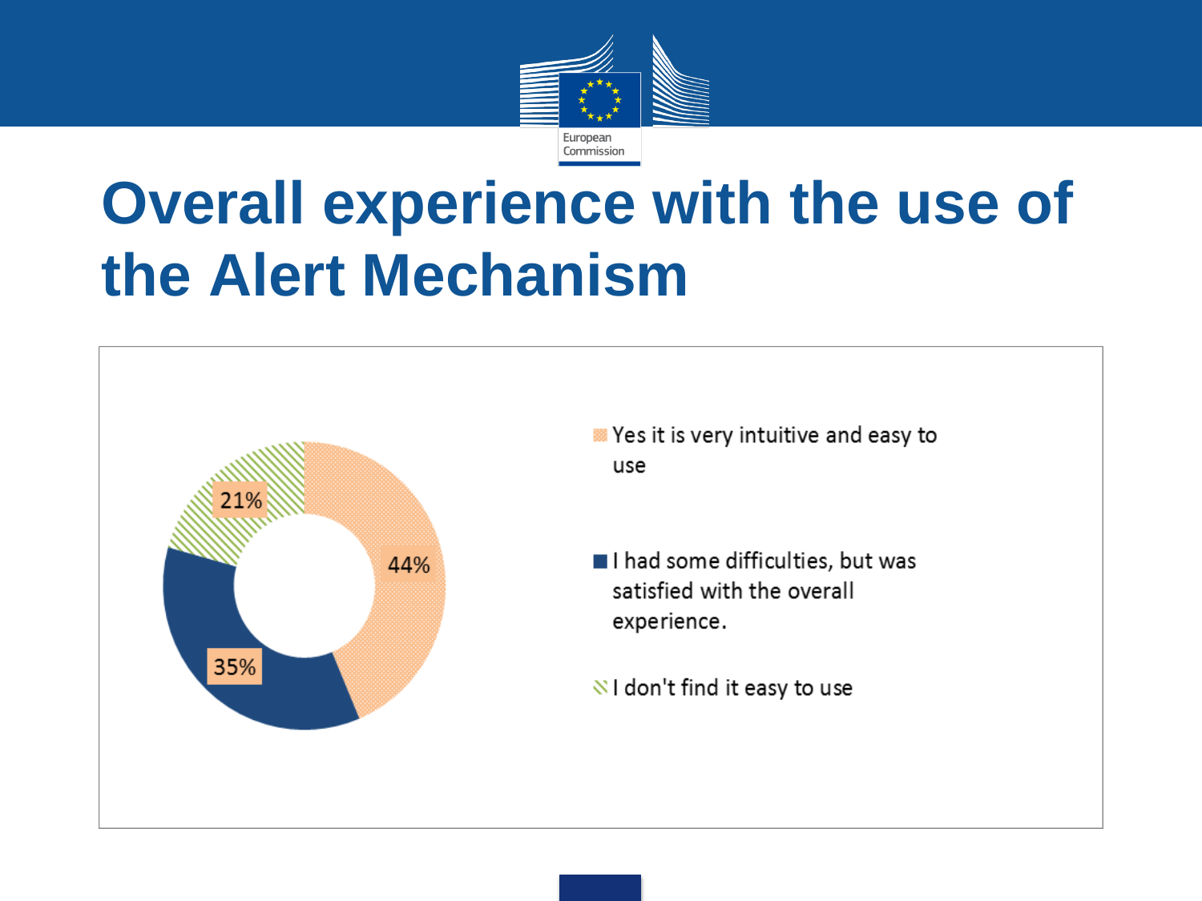# Overall experience with the use of the Alert Mechanism

| Response | Share |
| --- | --- |
| Yes it is very intuitive and easy to use | 44% |
| I had some difficulties, but was satisfied with the overall experience. | 35% |
| I don't find it easy to use | 21% |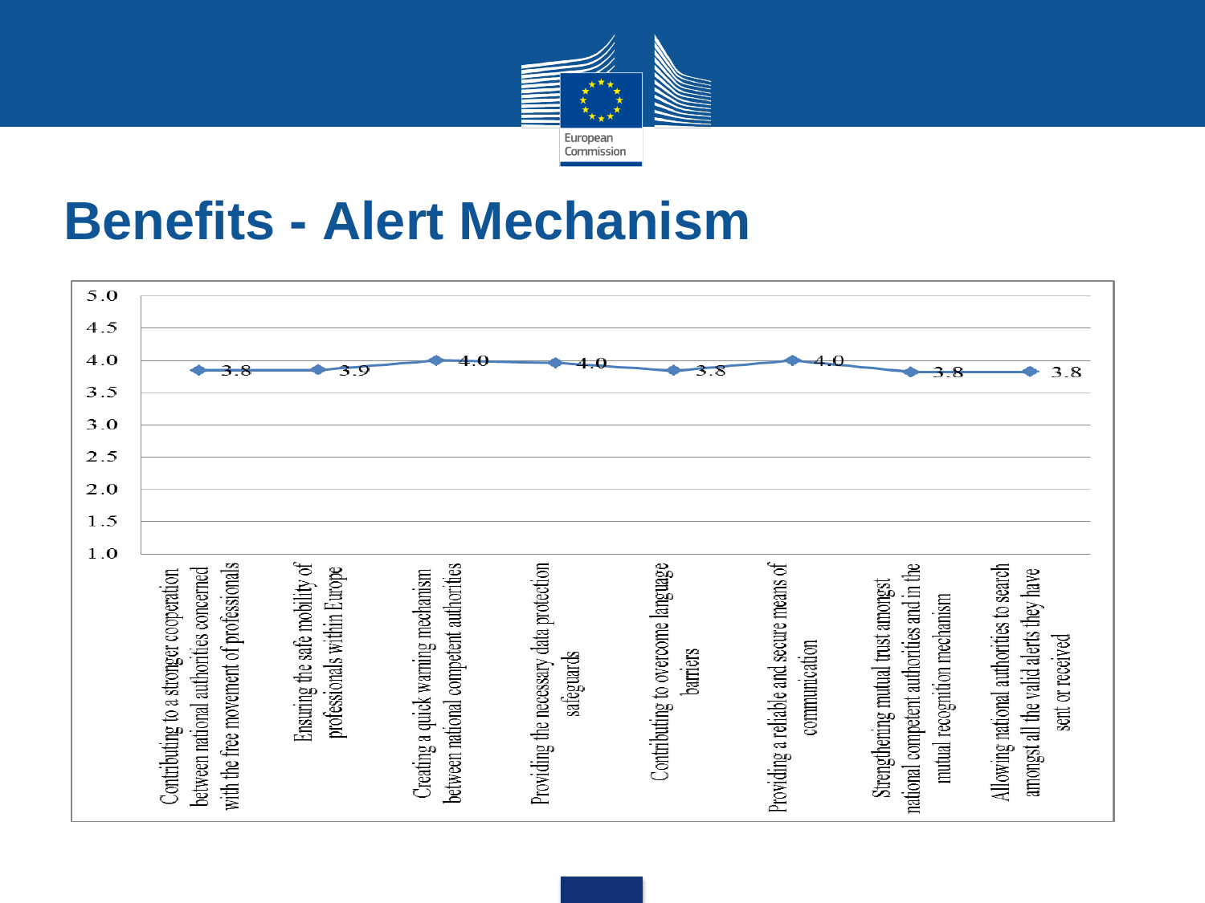# Benefits - Alert Mechanism

| Benefit | Score |
|---|---|
| Contributing to a stronger cooperation between national authorities concerned with the free movement of professionals | 3.8 |
| Ensuring the safe mobility of professionals within Europe | 3.9 |
| Creating a quick warning mechanism between national competent authorities | 4.0 |
| Providing the necessary data protection safeguards | 4.0 |
| Contributing to overcome language barriers | 3.8 |
| Providing a reliable and secure means of communication | 4.0 |
| Strengthening mutual trust amongst national competent authorities and in the mutual recognition mechanism | 3.8 |
| Allowing national authorities to search amongst all the valid alerts they have sent or received | 3.8 |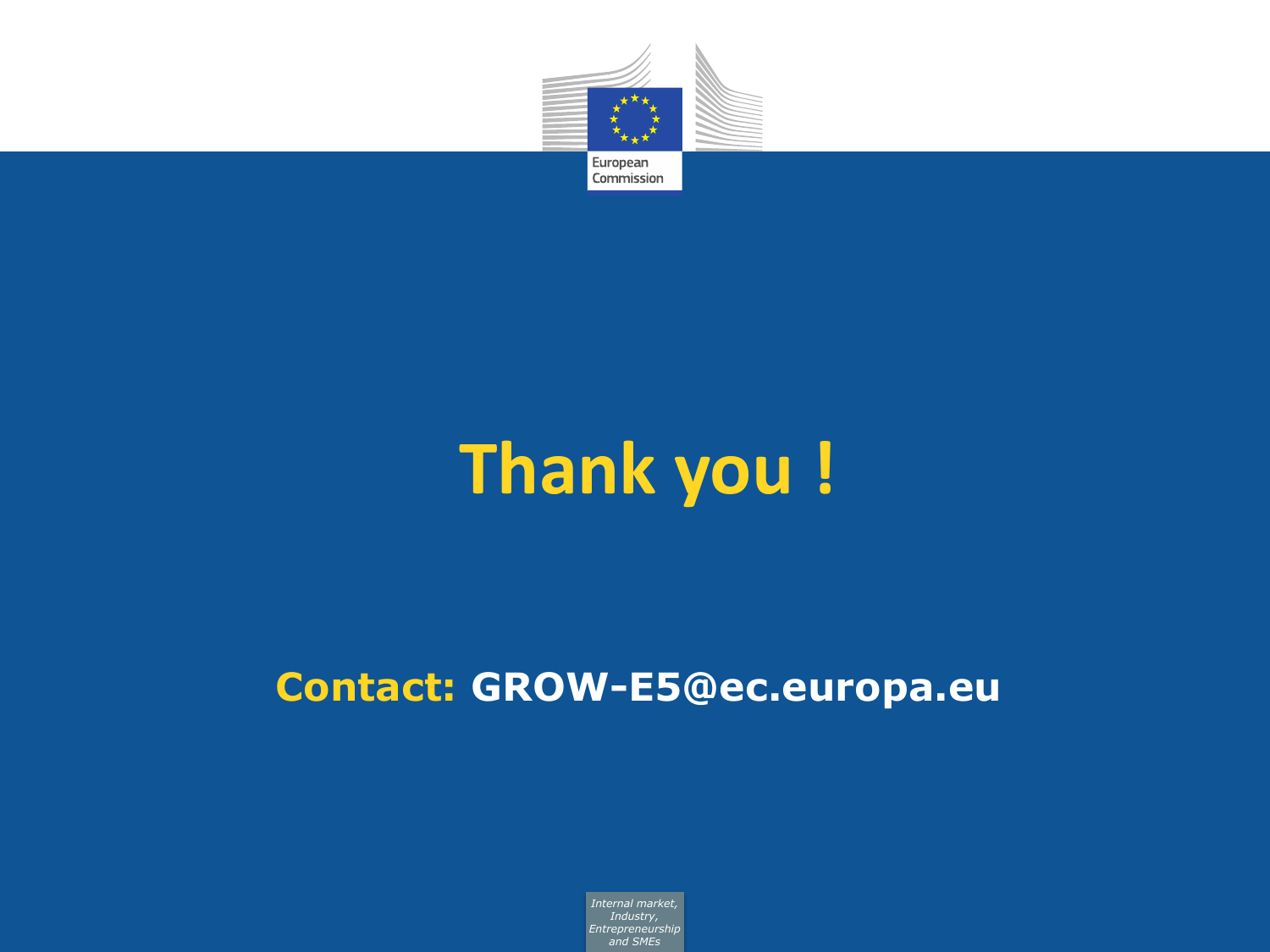# Thank you !

**Contact: GROW-E5@ec.europa.eu**